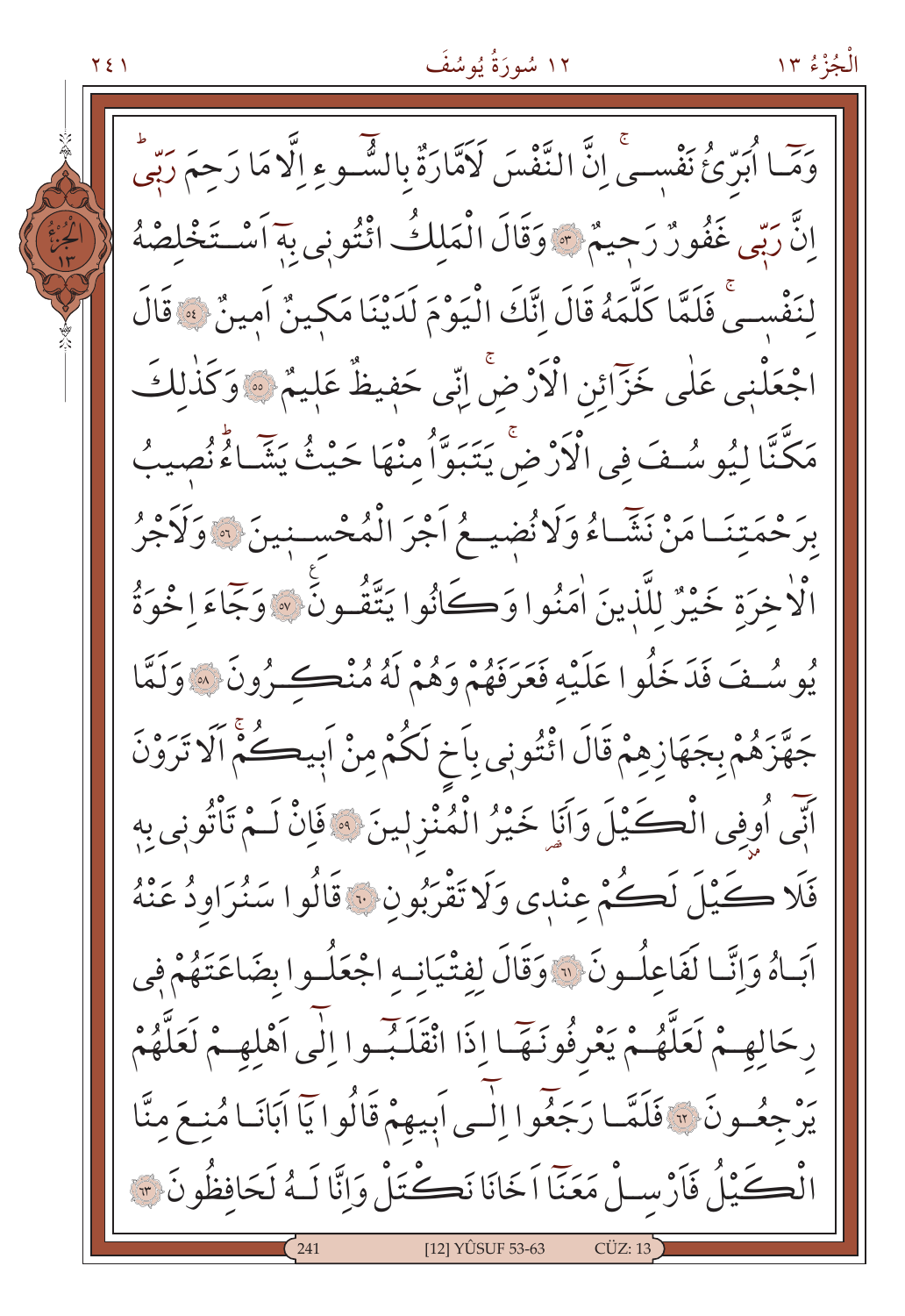وَمَا اُبَرِّئُ نَفْسٖيۚ اِنَّ النَّفْسَ لَاَمَّارَةٌ بِالسُّوٓءِ اِلَّا مَا رَحِمَ رَبّٖيۜ اِنَّ رَبّٖي غَفُورٌ رَحٖيمٌ ﴿٥٣﴾ وَقَالَ الْمَلِكُ ائْتُونٖي بِهٖٓ اَسْتَخْلِصْهُ لِنَفْسٖيۚ فَلَمَّا كَلَّمَهُ قَالَ اِنَّكَ الْيَوْمَ لَدَيْنَا مَكٖينٌ اَمٖينٌ ﴿٥٤﴾ قَالَ اجْعَلْنٖي عَلٰى خَزَٓائِنِ الْاَرْضِۚ اِنّٖي حَفٖيظٌ عَلٖيمٌ ﴿٥٥﴾ وَكَذٰلِكَ مَكَّنَّا لِيُوسُفَ فِي الْاَرْضِۚ يَتَبَوَّاُ مِنْهَا حَيْثُ يَشَٓاءُۜ نُصٖيبُ بِرَحْمَتِنَا مَنْ نَشَٓاءُ وَلَا نُضٖيعُ اَجْرَ الْمُحْسِنٖينَ ﴿٥٦﴾ وَلَاَجْرُ الْاٰخِرَةِ خَيْرٌ لِلَّذٖينَ اٰمَنُوا وَكَانُوا يَتَّقُونَ ﴿٥٧﴾ وَجَٓاءَ اِخْوَةُ يُوسُفَ فَدَخَلُوا عَلَيْهِ فَعَرَفَهُمْ وَهُمْ لَهُ مُنْكِرُونَ ﴿٥٨﴾ وَلَمَّا جَهَّزَهُمْ بِجَهَازِهِمْ قَالَ ائْتُونٖي بِاَخٍ لَكُمْ مِنْ اَبٖيكُمْۚ اَلَا تَرَوْنَ اَنّٖٓي اُوفِي الْكَيْلَ وَاَنَا خَيْرُ الْمُنْزِلٖينَ ﴿٥٩﴾ فَاِنْ لَمْ تَاْتُونٖي بِهٖ فَلَا كَيْلَ لَكُمْ عِنْدٖي وَلَا تَقْرَبُونِ ﴿٦٠﴾ قَالُوا سَنُرَاوِدُ عَنْهُ اَبَاهُ وَاِنَّا لَفَاعِلُونَ ﴿٦١﴾ وَقَالَ لِفِتْيَانِهِ اجْعَلُوا بِضَاعَتَهُمْ فٖي رِحَالِهِمْ لَعَلَّهُمْ يَعْرِفُونَهَٓا اِذَا انْقَلَبُٓوا اِلٰٓى اَهْلِهِمْ لَعَلَّهُمْ يَرْجِعُونَ ﴿٦٢﴾ فَلَمَّا رَجَعُٓوا اِلٰٓى اَبٖيهِمْ قَالُوا يَٓا اَبَانَا مُنِعَ مِنَّا الْكَيْلُ فَاَرْسِلْ مَعَنَٓا اَخَانَا نَكْتَلْ وَاِنَّا لَهُ لَحَافِظُونَ ﴿٦٣﴾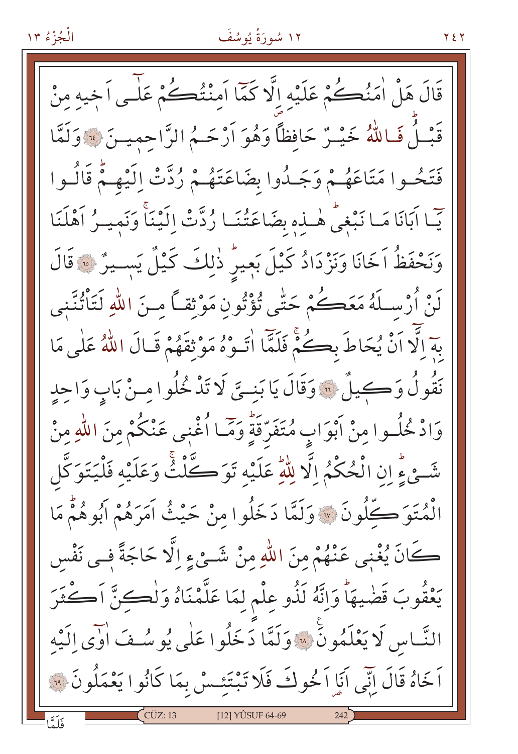قَالَ هَلْ اٰمَنُكُمْ عَلَيْهِ اِلَّا كَمَٓا اَمِنْتُكُمْ عَلٰٓى اَخِيهِ مِنْ قَبْلُۜ فَاللّٰهُ خَيْرٌ حَافِظاًۖ وَهُوَ اَرْحَمُ الرَّاحِمٖينَ ﴿٦٤﴾ وَلَمَّا فَتَحُوا مَتَاعَهُمْ وَجَدُوا بِضَاعَتَهُمْ رُدَّتْ اِلَيْهِمْۜ قَالُوا يَٓا اَبَانَا مَا نَبْغٖيۜ هٰذِهٖ بِضَاعَتُنَا رُدَّتْ اِلَيْنَاۚ وَنَمٖيرُ اَهْلَنَا وَنَحْفَظُ اَخَانَا وَنَزْدَادُ كَيْلَ بَعٖيرٍۜ ذٰلِكَ كَيْلٌ يَسٖيرٌ ﴿٦٥﴾ قَالَ لَنْ اُرْسِلَهُ مَعَكُمْ حَتّٰى تُؤْتُونِ مَوْثِقاً مِنَ اللّٰهِ لَتَأْتُنَّنٖى بِهٖٓ اِلَّٓا اَنْ يُحَاطَ بِكُمْۚ فَلَمَّٓا اٰتَوْهُ مَوْثِقَهُمْ قَالَ اللّٰهُ عَلٰى مَا نَقُولُ وَكٖيلٌ ﴿٦٦﴾ وَقَالَ يَا بَنِيَّ لَا تَدْخُلُوا مِنْ بَابٍ وَاحِدٍ وَادْخُلُوا مِنْ اَبْوَابٍ مُتَفَرِّقَةٍۜ وَمَٓا اُغْنٖى عَنْكُمْ مِنَ اللّٰهِ مِنْ شَيْءٍۜ اِنِ الْحُكْمُ اِلَّا لِلّٰهِۜ عَلَيْهِ تَوَكَّلْتُۚ وَعَلَيْهِ فَلْيَتَوَكَّلِ الْمُتَوَكِّلُونَ ﴿٦٧﴾ وَلَمَّا دَخَلُوا مِنْ حَيْثُ اَمَرَهُمْ اَبُوهُمْۜ مَا كَانَ يُغْنٖى عَنْهُمْ مِنَ اللّٰهِ مِنْ شَيْءٍ اِلَّا حَاجَةً فٖى نَفْسِ يَعْقُوبَ قَضٰيهَاۜ وَاِنَّهُ لَذُو عِلْمٍ لِمَا عَلَّمْنَاهُ وَلٰكِنَّ اَكْثَرَ النَّاسِ لَا يَعْلَمُونَ ﴿٦٨﴾ وَلَمَّا دَخَلُوا عَلٰى يُوسُفَ اٰوٰٓى اِلَيْهِ اَخَاهُ قَالَ اِنّٖٓى اَنَا اَخُوكَ فَلَا تَبْتَئِسْ بِمَا كَانُوا يَعْمَلُونَ ﴿٦٩﴾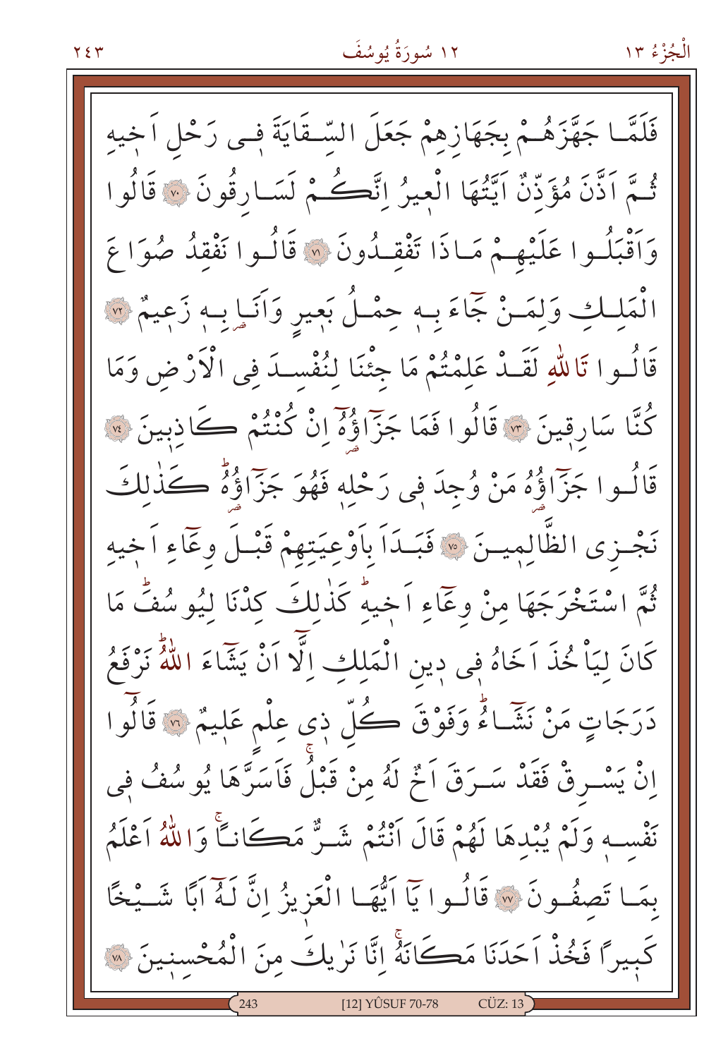فَلَمَّا جَهَّزَهُمْ بِجَهَازِهِمْ جَعَلَ السِّقَايَةَ فِى رَحْلِ اَخِيهِ ثُمَّ اَذَّنَ مُؤَذِّنٌ اَيَّتُهَا الْعِيرُ اِنَّكُمْ لَسَارِقُونَ ﴿٧٠﴾ قَالُوا وَاَقْبَلُوا عَلَيْهِمْ مَاذَا تَفْقِدُونَ ﴿٧١﴾ قَالُوا نَفْقِدُ صُوَاعَ الْمَلِكِ وَلِمَنْ جَٓاءَ بِهِ حِمْلُ بَعِيرٍ وَاَنَا بِهِ زَعِيمٌ ﴿٧٢﴾ قَالُوا تَاللّٰهِ لَقَدْ عَلِمْتُمْ مَا جِئْنَا لِنُفْسِدَ فِى الْاَرْضِ وَمَا كُنَّا سَارِقِينَ ﴿٧٣﴾ قَالُوا فَمَا جَزَٓاؤُهُٓ اِنْ كُنْتُمْ كَاذِبِينَ ﴿٧٤﴾ قَالُوا جَزَٓاؤُهُ مَنْ وُجِدَ فِى رَحْلِهِ فَهُوَ جَزَٓاؤُهُ كَذٰلِكَ نَجْزِى الظَّالِمِينَ ﴿٧٥﴾ فَبَدَاَ بِاَوْعِيَتِهِمْ قَبْلَ وِعَٓاءِ اَخِيهِ ثُمَّ اسْتَخْرَجَهَا مِنْ وِعَٓاءِ اَخِيهِ كَذٰلِكَ كِدْنَا لِيُوسُفَ مَا كَانَ لِيَاْخُذَ اَخَاهُ فِى دِينِ الْمَلِكِ اِلَّٓا اَنْ يَشَٓاءَ اللّٰهُ نَرْفَعُ دَرَجَاتٍ مَنْ نَشَٓاءُ وَفَوْقَ كُلِّ ذِى عِلْمٍ عَلِيمٌ ﴿٧٦﴾ قَالُوا اِنْ يَسْرِقْ فَقَدْ سَرَقَ اَخٌ لَهُ مِنْ قَبْلُ فَاَسَرَّهَا يُوسُفُ فِى نَفْسِهِ وَلَمْ يُبْدِهَا لَهُمْ قَالَ اَنْتُمْ شَرٌّ مَكَانًا وَاللّٰهُ اَعْلَمُ بِمَا تَصِفُونَ ﴿٧٧﴾ قَالُوا يَٓا اَيُّهَا الْعَزِيزُ اِنَّ لَهُٓ اَبًا شَيْخًا كَبِيرًا فَخُذْ اَحَدَنَا مَكَانَهُ اِنَّا نَرٰيكَ مِنَ الْمُحْسِنِينَ ﴿٧٨﴾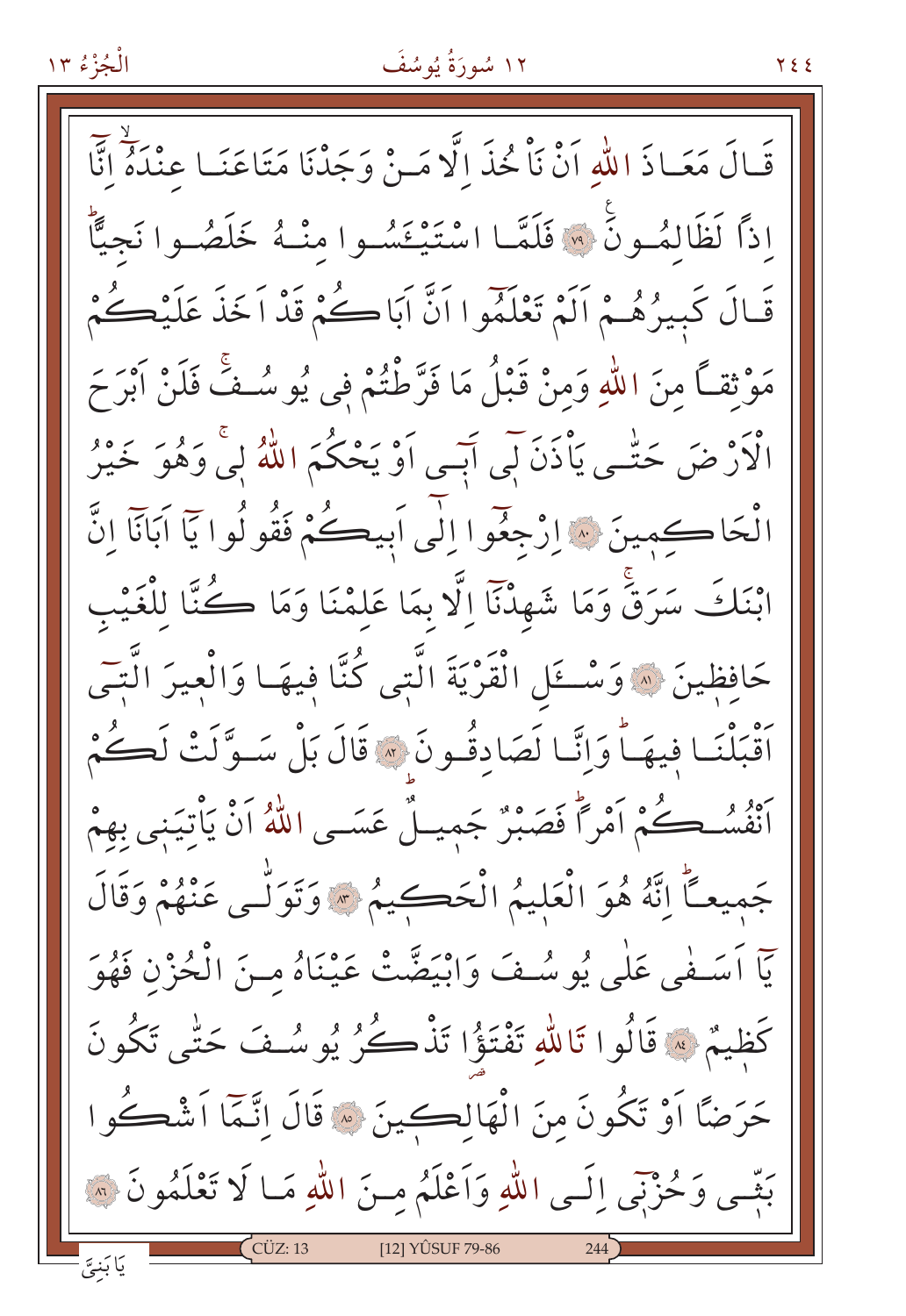قَالَ مَعَاذَ اللّٰهِ اَنْ نَاْخُذَ اِلَّا مَنْ وَجَدْنَا مَتَاعَنَا عِنْدَهُۙ اِنَّٓا اِذاً لَظَالِمُونَ ۝٧٩ فَلَمَّا اسْتَيْـَٔسُوا مِنْهُ خَلَصُوا نَجِيًّاۜ قَالَ كَبِيرُهُمْ اَلَمْ تَعْلَمُٓوا اَنَّ اَبَاكُمْ قَدْ اَخَذَ عَلَيْكُمْ مَوْثِقاً مِنَ اللّٰهِ وَمِنْ قَبْلُ مَا فَرَّطْتُمْ فٖى يُوسُفَۚ فَلَنْ اَبْرَحَ الْاَرْضَ حَتّٰى يَاْذَنَ لٖٓى اَبٖٓى اَوْ يَحْكُمَ اللّٰهُ لٖىۚ وَهُوَ خَيْرُ الْحَاكِمٖينَ ۝٨٠ اِرْجِعُٓوا اِلٰٓى اَبٖيكُمْ فَقُولُوا يَٓا اَبَانَٓا اِنَّ ابْنَكَ سَرَقَۚ وَمَا شَهِدْنَٓا اِلَّا بِمَا عَلِمْنَا وَمَا كُنَّا لِلْغَيْبِ حَافِظٖينَ ۝٨١ وَسْـَٔلِ الْقَرْيَةَ الَّتٖى كُنَّا فٖيهَا وَالْعٖيرَ الَّتٖٓى اَقْبَلْنَا فٖيهَاۜ وَاِنَّا لَصَادِقُونَ ۝٨٢ قَالَ بَلْ سَوَّلَتْ لَكُمْ اَنْفُسُكُمْ اَمْراًۜ فَصَبْرٌ جَمٖيلٌۜ عَسَى اللّٰهُ اَنْ يَاْتِيَنٖى بِهِمْ جَمٖيعاًۜ اِنَّهُ هُوَ الْعَلٖيمُ الْحَكٖيمُ ۝٨٣ وَتَوَلّٰى عَنْهُمْ وَقَالَ يَٓا اَسَفٰى عَلٰى يُوسُفَ وَابْيَضَّتْ عَيْنَاهُ مِنَ الْحُزْنِ فَهُوَ كَظٖيمٌ ۝٨٤ قَالُوا تَاللّٰهِ تَفْتَؤُا تَذْكُرُ يُوسُفَ حَتّٰى تَكُونَ حَرَضًا اَوْ تَكُونَ مِنَ الْهَالِكٖينَ ۝٨٥ قَالَ اِنَّمَٓا اَشْكُوا بَثّٖى وَحُزْنٖٓى اِلَى اللّٰهِ وَاَعْلَمُ مِنَ اللّٰهِ مَا لَا تَعْلَمُونَ ۝٨٦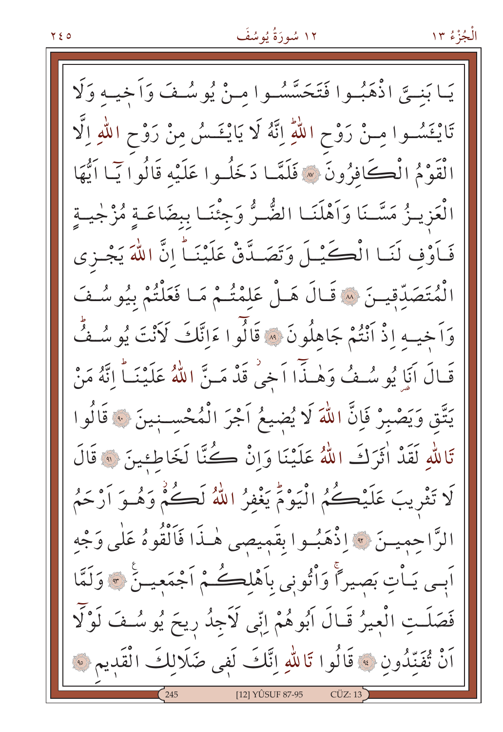يَا بَنِيَّ اذْهَبُوا فَتَحَسَّسُوا مِنْ يُوسُفَ وَاَخِيهِ وَلَا تَا۪يْـَٔسُوا مِنْ رَوْحِ اللّٰهِۜ اِنَّهُ لَا يَا۪يْـَٔسُ مِنْ رَوْحِ اللّٰهِ اِلَّا الْقَوْمُ الْكَافِرُونَ ﴿٨٧﴾ فَلَمَّا دَخَلُوا عَلَيْهِ قَالُوا يَٓا اَيُّهَا الْعَزٖيزُ مَسَّنَا وَاَهْلَنَا الضُّرُّ وَجِئْنَا بِبِضَاعَةٍ مُزْجٰيةٍ فَاَوْفِ لَنَا الْكَيْلَ وَتَصَدَّقْ عَلَيْنَاۜ اِنَّ اللّٰهَ يَجْزِي الْمُتَصَدِّقٖينَ ﴿٨٨﴾ قَالَ هَلْ عَلِمْتُمْ مَا فَعَلْتُمْ بِيُوسُفَ وَاَخٖيهِ اِذْ اَنْتُمْ جَاهِلُونَ ﴿٨٩﴾ قَالُٓوا ءَاِنَّكَ لَاَنْتَ يُوسُفُۜ قَالَ اَنَا يُوسُفُ وَهٰذَٓا اَخٖيۘ قَدْ مَنَّ اللّٰهُ عَلَيْنَاۜ اِنَّهُ مَنْ يَتَّقِ وَيَصْبِرْ فَاِنَّ اللّٰهَ لَا يُضٖيعُ اَجْرَ الْمُحْسِنٖينَ ﴿٩٠﴾ قَالُوا تَاللّٰهِ لَقَدْ اٰثَرَكَ اللّٰهُ عَلَيْنَا وَاِنْ كُنَّا لَخَاطِئٖينَ ﴿٩١﴾ قَالَ لَا تَثْرٖيبَ عَلَيْكُمُ الْيَوْمَۜ يَغْفِرُ اللّٰهُ لَكُمْۘ وَهُوَ اَرْحَمُ الرَّاحِمٖينَ ﴿٩٢﴾ اِذْهَبُوا بِقَمٖيصٖي هٰذَا فَاَلْقُوهُ عَلٰى وَجْهِ اَبٖي يَأْتِ بَصٖيراًۚ وَأْتُونٖي بِاَهْلِكُمْ اَجْمَعٖينَ ﴿٩٣﴾ وَلَمَّا فَصَلَتِ الْعٖيرُ قَالَ اَبُوهُمْ اِنّٖي لَاَجِدُ رٖيحَ يُوسُفَ لَوْلَٓا اَنْ تُفَنِّدُونِ ﴿٩٤﴾ قَالُوا تَاللّٰهِ اِنَّكَ لَفٖي ضَلَالِكَ الْقَدٖيمِ ﴿٩٥﴾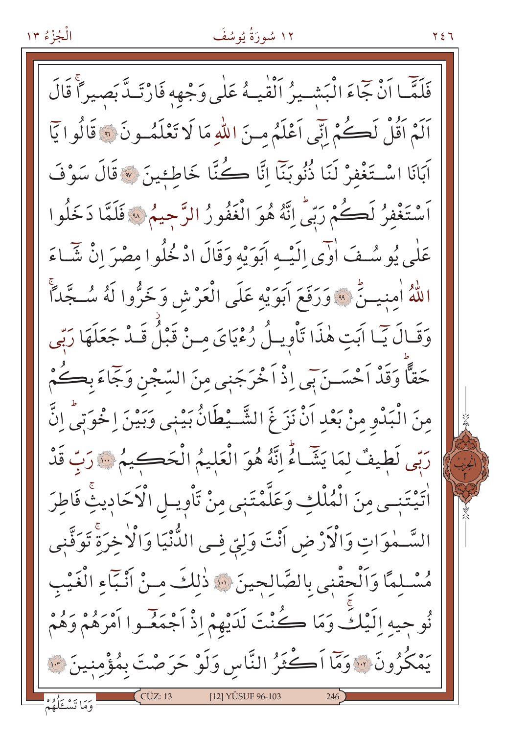فَلَمَّٓا اَنْ جَٓاءَ الْبَشٖيرُ اَلْقٰيهُ عَلٰى وَجْهِهٖ فَارْتَدَّ بَصٖيراًۚ قَالَ اَلَمْ اَقُلْ لَكُمْ اِنّٖٓى اَعْلَمُ مِنَ اللّٰهِ مَا لَا تَعْلَمُونَ ﴿٩٦﴾ قَالُوا يَٓا اَبَانَا اسْتَغْفِرْ لَنَا ذُنُوبَنَٓا اِنَّا كُنَّا خَاطِئٖينَ ﴿٩٧﴾ قَالَ سَوْفَ اَسْتَغْفِرُ لَكُمْ رَبّٖىۜ اِنَّهُ هُوَ الْغَفُورُ الرَّحٖيمُ ﴿٩٨﴾ فَلَمَّا دَخَلُوا عَلٰى يُوسُفَ اٰوٰٓى اِلَيْهِ اَبَوَيْهِ وَقَالَ ادْخُلُوا مِصْرَ اِنْ شَٓاءَ اللّٰهُ اٰمِنٖينَۜ ﴿٩٩﴾ وَرَفَعَ اَبَوَيْهِ عَلَى الْعَرْشِ وَخَرُّوا لَهُ سُجَّداًۚ وَقَالَ يَٓا اَبَتِ هٰذَا تَاْوٖيلُ رُءْيَاىَ مِنْ قَبْلُۘ قَدْ جَعَلَهَا رَبّٖى حَقًّاۜ وَقَدْ اَحْسَنَ بٖٓى اِذْ اَخْرَجَنٖى مِنَ السِّجْنِ وَجَٓاءَ بِكُمْ مِنَ الْبَدْوِ مِنْ بَعْدِ اَنْ نَزَغَ الشَّيْطَانُ بَيْنٖى وَبَيْنَ اِخْوَتٖىۜ اِنَّ رَبّٖى لَطٖيفٌ لِمَا يَشَٓاءُۜ اِنَّهُ هُوَ الْعَلٖيمُ الْحَكٖيمُ ﴿١٠٠﴾ رَبِّ قَدْ اٰتَيْتَنٖى مِنَ الْمُلْكِ وَعَلَّمْتَنٖى مِنْ تَاْوٖيلِ الْاَحَادٖيثِۚ فَاطِرَ السَّمٰوَاتِ وَالْاَرْضِ اَنْتَ وَلِيّٖ فِى الدُّنْيَا وَالْاٰخِرَةِۚ تَوَفَّنٖى مُسْلِمًا وَاَلْحِقْنٖى بِالصَّالِحٖينَ ﴿١٠١﴾ ذٰلِكَ مِنْ اَنْبَٓاءِ الْغَيْبِ نُوحٖيهِ اِلَيْكَۚ وَمَا كُنْتَ لَدَيْهِمْ اِذْ اَجْمَعُوا اَمْرَهُمْ وَهُمْ يَمْكُرُونَ ﴿١٠٢﴾ وَمَٓا اَكْثَرُ النَّاسِ وَلَوْ حَرَصْتَ بِمُؤْمِنٖينَ ﴿١٠٣﴾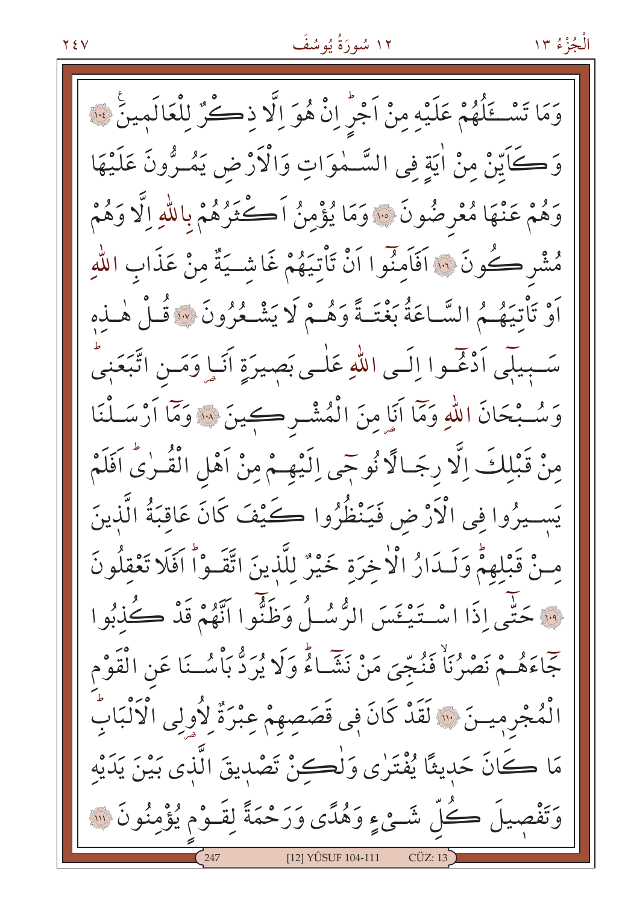وَمَا تَسْـَٔلُهُمْ عَلَيْهِ مِنْ اَجْرٍۜ اِنْ هُوَ اِلَّا ذِكْرٌ لِلْعَالَمينَ ﴿١٠٤﴾ وَكَاَيِّنْ مِنْ اٰيَةٍ فِى السَّمٰوَاتِ وَالْاَرْضِ يَمُرُّونَ عَلَيْهَا وَهُمْ عَنْهَا مُعْرِضُونَ ﴿١٠٥﴾ وَمَا يُؤْمِنُ اَكْثَرُهُمْ بِاللّٰهِ اِلَّا وَهُمْ مُشْرِكُونَ ﴿١٠٦﴾ اَفَاَمِنُٓوا اَنْ تَأْتِيَهُمْ غَاشِيَةٌ مِنْ عَذَابِ اللّٰهِ اَوْ تَأْتِيَهُمُ السَّاعَةُ بَغْتَةً وَهُمْ لَا يَشْعُرُونَ ﴿١٠٧﴾ قُلْ هٰذِهٖ سَبِيلٖٓى اَدْعُٓوا اِلَى اللّٰهِ عَلٰى بَصِيرَةٍ اَنَا وَمَنِ اتَّبَعَنٖىۜ وَسُبْحَانَ اللّٰهِ وَمَٓا اَنَا مِنَ الْمُشْرِكٖينَ ﴿١٠٨﴾ وَمَٓا اَرْسَلْنَا مِنْ قَبْلِكَ اِلَّا رِجَالًا نُوحٖٓى اِلَيْهِمْ مِنْ اَهْلِ الْقُرٰىۜ اَفَلَمْ يَسٖيرُوا فِى الْاَرْضِ فَيَنْظُرُوا كَيْفَ كَانَ عَاقِبَةُ الَّذٖينَ مِنْ قَبْلِهِمْۜ وَلَدَارُ الْاٰخِرَةِ خَيْرٌ لِلَّذٖينَ اتَّقَوْاۜ اَفَلَا تَعْقِلُونَ ﴿١٠٩﴾ حَتّٰٓى اِذَا اسْتَيْـَٔسَ الرُّسُلُ وَظَنُّٓوا اَنَّهُمْ قَدْ كُذِبُوا جَٓاءَهُمْ نَصْرُنَاۙ فَنُجِّىَ مَنْ نَشَٓاءُۜ وَلَا يُرَدُّ بَأْسُنَا عَنِ الْقَوْمِ الْمُجْرِمٖينَ ﴿١١٠﴾ لَقَدْ كَانَ فٖى قَصَصِهِمْ عِبْرَةٌ لِاُولِى الْاَلْبَابِۜ مَا كَانَ حَدٖيثًا يُفْتَرٰى وَلٰكِنْ تَصْدٖيقَ الَّذٖى بَيْنَ يَدَيْهِ وَتَفْصٖيلَ كُلِّ شَىْءٍ وَهُدًى وَرَحْمَةً لِقَوْمٍ يُؤْمِنُونَ ﴿١١١﴾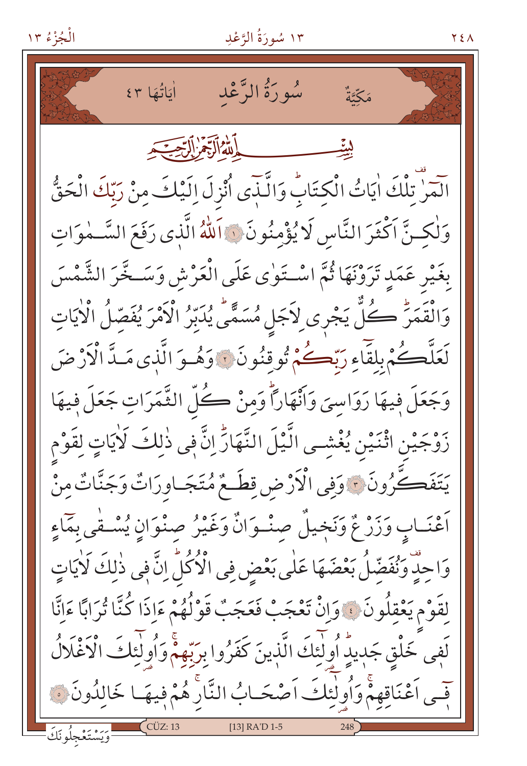مَكِّيَّةٌ — سُورَةُ الرَّعْدِ — اٰيَاتُهَا ٤٣

بِسْمِ اللّٰهِ الرَّحْمٰنِ الرَّح۪يمِ

الٓمٓرٰ تِلْكَ اٰيَاتُ الْكِتَابِؕ وَالَّذ۪ٓي اُنْزِلَ اِلَيْكَ مِنْ رَبِّكَ الْحَقُّ وَلٰكِنَّ اَكْثَرَ النَّاسِ لَا يُؤْمِنُونَ ﴿١﴾ اَللّٰهُ الَّذ۪ي رَفَعَ السَّمٰوَاتِ بِغَيْرِ عَمَدٍ تَرَوْنَهَا ثُمَّ اسْتَوٰى عَلَى الْعَرْشِ وَسَخَّرَ الشَّمْسَ وَالْقَمَرَؕ كُلٌّ يَجْر۪ي لِاَجَلٍ مُسَمًّىؕ يُدَبِّرُ الْاَمْرَ يُفَصِّلُ الْاٰيَاتِ لَعَلَّكُمْ بِلِقَٓاءِ رَبِّكُمْ تُوقِنُونَ ﴿٢﴾ وَهُوَ الَّذ۪ي مَدَّ الْاَرْضَ وَجَعَلَ ف۪يهَا رَوَاسِيَ وَاَنْهَاراًؕ وَمِنْ كُلِّ الثَّمَرَاتِ جَعَلَ ف۪يهَا زَوْجَيْنِ اثْنَيْنِ يُغْشِي الَّيْلَ النَّهَارَؕ اِنَّ ف۪ي ذٰلِكَ لَاٰيَاتٍ لِقَوْمٍ يَتَفَكَّرُونَ ﴿٣﴾ وَفِي الْاَرْضِ قِطَعٌ مُتَجَاوِرَاتٌ وَجَنَّاتٌ مِنْ اَعْنَابٍ وَزَرْعٌ وَنَخ۪يلٌ صِنْوَانٌ وَغَيْرُ صِنْوَانٍ يُسْقٰى بِمَٓاءٍ وَاحِدٍ وَنُفَضِّلُ بَعْضَهَا عَلٰى بَعْضٍ فِي الْاُكُلِؕ اِنَّ ف۪ي ذٰلِكَ لَاٰيَاتٍ لِقَوْمٍ يَعْقِلُونَ ﴿٤﴾ وَاِنْ تَعْجَبْ فَعَجَبٌ قَوْلُهُمْ ءَاِذَا كُنَّا تُرَاباً ءَاِنَّا لَف۪ي خَلْقٍ جَد۪يدٍؕ اُو۬لٰٓئِكَ الَّذ۪ينَ كَفَرُوا بِرَبِّهِمْۚ وَاُو۬لٰٓئِكَ الْاَغْلَالُ ف۪ٓي اَعْنَاقِهِمْۚ وَاُو۬لٰٓئِكَ اَصْحَابُ النَّارِۚ هُمْ ف۪يهَا خَالِدُونَ ﴿٥﴾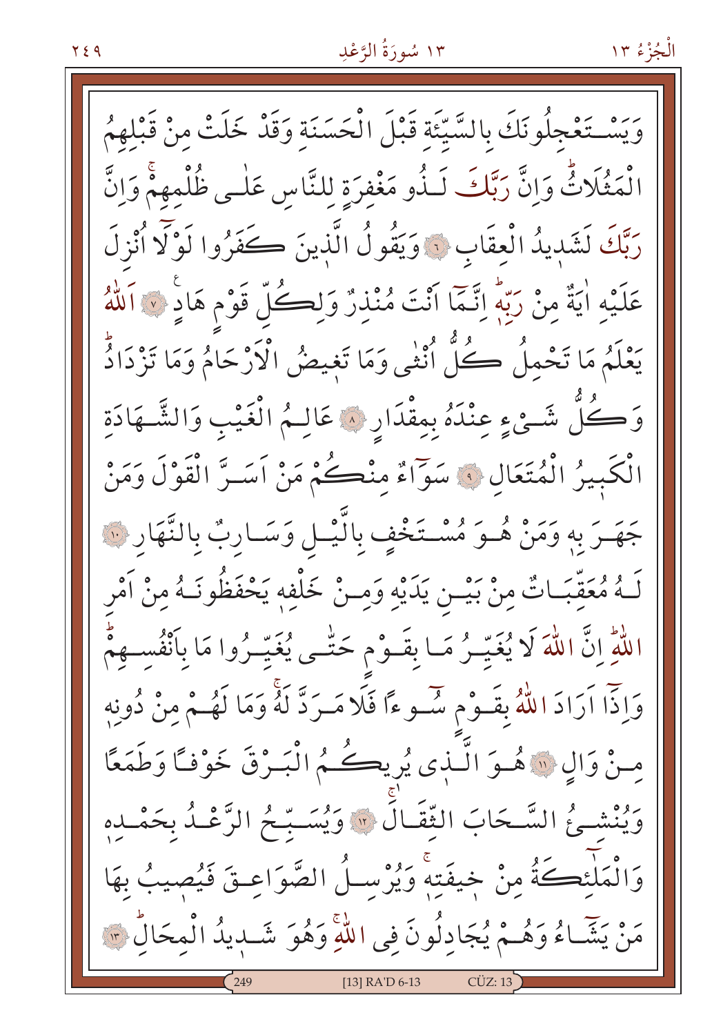وَيَسْتَعْجِلُونَكَ بِالسَّيِّئَةِ قَبْلَ الْحَسَنَةِ وَقَدْ خَلَتْ مِنْ قَبْلِهِمُ الْمَثُلَاتُۜ وَاِنَّ رَبَّكَ لَذُو مَغْفِرَةٍ لِلنَّاسِ عَلٰى ظُلْمِهِمْۚ وَاِنَّ رَبَّكَ لَشَدِيدُ الْعِقَابِ ﴿٦﴾ وَيَقُولُ الَّذِينَ كَفَرُوا لَوْلَٓا اُنْزِلَ عَلَيْهِ اٰيَةٌ مِنْ رَبِّهٖۜ اِنَّمَٓا اَنْتَ مُنْذِرٌ وَلِكُلِّ قَوْمٍ هَادٍ ﴿٧﴾ اَللّٰهُ يَعْلَمُ مَا تَحْمِلُ كُلُّ اُنْثٰى وَمَا تَغِيضُ الْاَرْحَامُ وَمَا تَزْدَادُۜ وَكُلُّ شَيْءٍ عِنْدَهُ بِمِقْدَارٍ ﴿٨﴾ عَالِمُ الْغَيْبِ وَالشَّهَادَةِ الْكَبِيرُ الْمُتَعَالِ ﴿٩﴾ سَوَٓاءٌ مِنْكُمْ مَنْ اَسَرَّ الْقَوْلَ وَمَنْ جَهَرَ بِهٖ وَمَنْ هُوَ مُسْتَخْفٍ بِالَّيْلِ وَسَارِبٌ بِالنَّهَارِ ﴿١٠﴾ لَهُ مُعَقِّبَاتٌ مِنْ بَيْنِ يَدَيْهِ وَمِنْ خَلْفِهٖ يَحْفَظُونَهُ مِنْ اَمْرِ اللّٰهِۜ اِنَّ اللّٰهَ لَا يُغَيِّرُ مَا بِقَوْمٍ حَتّٰى يُغَيِّرُوا مَا بِاَنْفُسِهِمْۜ وَاِذَٓا اَرَادَ اللّٰهُ بِقَوْمٍ سُٓوءًا فَلَا مَرَدَّ لَهُۚ وَمَا لَهُمْ مِنْ دُونِهٖ مِنْ وَالٍ ﴿١١﴾ هُوَ الَّذٖى يُرِيكُمُ الْبَرْقَ خَوْفًا وَطَمَعًا وَيُنْشِئُ السَّحَابَ الثِّقَالَۚ ﴿١٢﴾ وَيُسَبِّحُ الرَّعْدُ بِحَمْدِهٖ وَالْمَلٰٓئِكَةُ مِنْ خٖيفَتِهٖۚ وَيُرْسِلُ الصَّوَاعِقَ فَيُصِيبُ بِهَا مَنْ يَشَٓاءُ وَهُمْ يُجَادِلُونَ فِى اللّٰهِۚ وَهُوَ شَدِيدُ الْمِحَالِۜ ﴿١٣﴾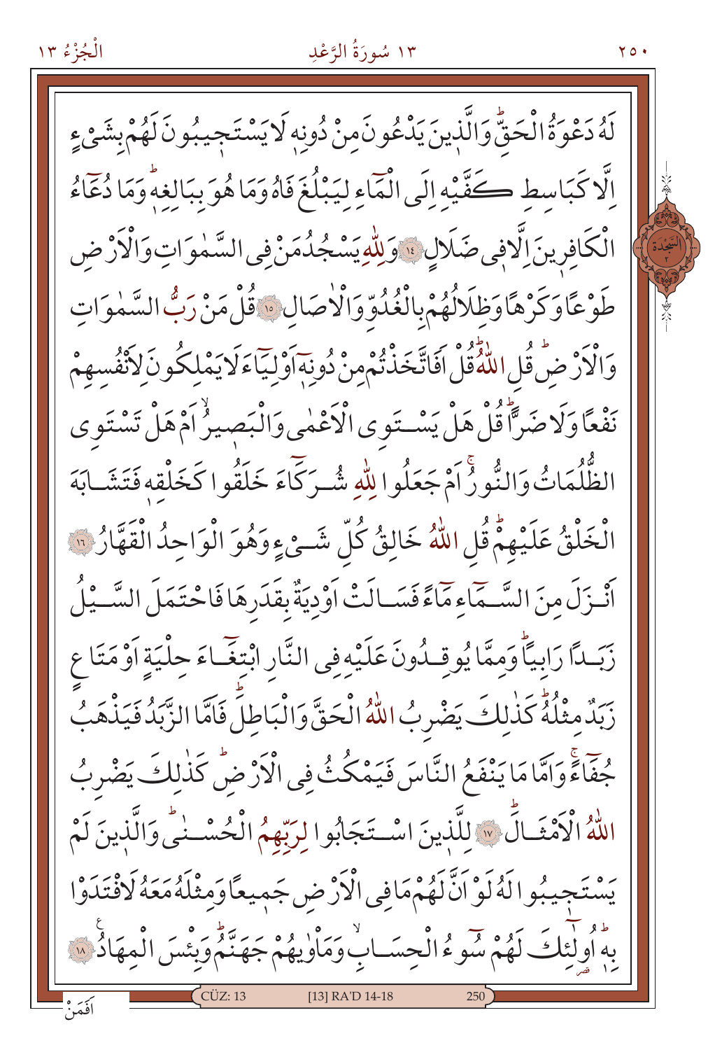لَهُ دَعْوَةُ الْحَقِّۜ وَالَّذٖينَ يَدْعُونَ مِنْ دُونِهٖ لَا يَسْتَجٖيبُونَ لَهُمْ بِشَيْءٍ اِلَّا كَبَاسِطِ كَفَّيْهِ اِلَى الْمَٓاءِ لِيَبْلُغَ فَاهُ وَمَا هُوَ بِبَالِغِهٖۜ وَمَا دُعَٓاءُ الْكَافِرٖينَ اِلَّا فٖي ضَلَالٍ ﴿١٤﴾ وَلِلّٰهِ يَسْجُدُ مَنْ فِي السَّمٰوَاتِ وَالْاَرْضِ طَوْعًا وَكَرْهًا وَظِلَالُهُمْ بِالْغُدُوِّ وَالْاٰصَالِ ﴿١٥﴾ قُلْ مَنْ رَبُّ السَّمٰوَاتِ وَالْاَرْضِۜ قُلِ اللّٰهُۜ قُلْ اَفَاتَّخَذْتُمْ مِنْ دُونِهٖٓ اَوْلِيَٓاءَ لَا يَمْلِكُونَ لِاَنْفُسِهِمْ نَفْعًا وَلَا ضَرًّاۜ قُلْ هَلْ يَسْتَوِي الْاَعْمٰى وَالْبَصٖيرُۙ اَمْ هَلْ تَسْتَوِي الظُّلُمَاتُ وَالنُّورُۚ اَمْ جَعَلُوا لِلّٰهِ شُرَكَٓاءَ خَلَقُوا كَخَلْقِهٖ فَتَشَابَهَ الْخَلْقُ عَلَيْهِمْۜ قُلِ اللّٰهُ خَالِقُ كُلِّ شَيْءٍ وَهُوَ الْوَاحِدُ الْقَهَّارُ ﴿١٦﴾ اَنْزَلَ مِنَ السَّمَٓاءِ مَٓاءً فَسَالَتْ اَوْدِيَةٌ بِقَدَرِهَا فَاحْتَمَلَ السَّيْلُ زَبَدًا رَابِيًاۜ وَمِمَّا يُوقِدُونَ عَلَيْهِ فِي النَّارِ ابْتِغَٓاءَ حِلْيَةٍ اَوْ مَتَاعٍ زَبَدٌ مِثْلُهُۜ كَذٰلِكَ يَضْرِبُ اللّٰهُ الْحَقَّ وَالْبَاطِلَۜ فَاَمَّا الزَّبَدُ فَيَذْهَبُ جُفَٓاءًۚ وَاَمَّا مَا يَنْفَعُ النَّاسَ فَيَمْكُثُ فِي الْاَرْضِۜ كَذٰلِكَ يَضْرِبُ اللّٰهُ الْاَمْثَالَۜ ﴿١٧﴾ لِلَّذٖينَ اسْتَجَابُوا لِرَبِّهِمُ الْحُسْنٰىۜ وَالَّذٖينَ لَمْ يَسْتَجٖيبُوا لَهُ لَوْ اَنَّ لَهُمْ مَا فِي الْاَرْضِ جَمٖيعًا وَمِثْلَهُ مَعَهُ لَافْتَدَوْا بِهٖۜ اُو۬لٰٓئِكَ لَهُمْ سُٓوءُ الْحِسَابِۙ وَمَأْوٰيهُمْ جَهَنَّمُۜ وَبِئْسَ الْمِهَادُ ﴿١٨﴾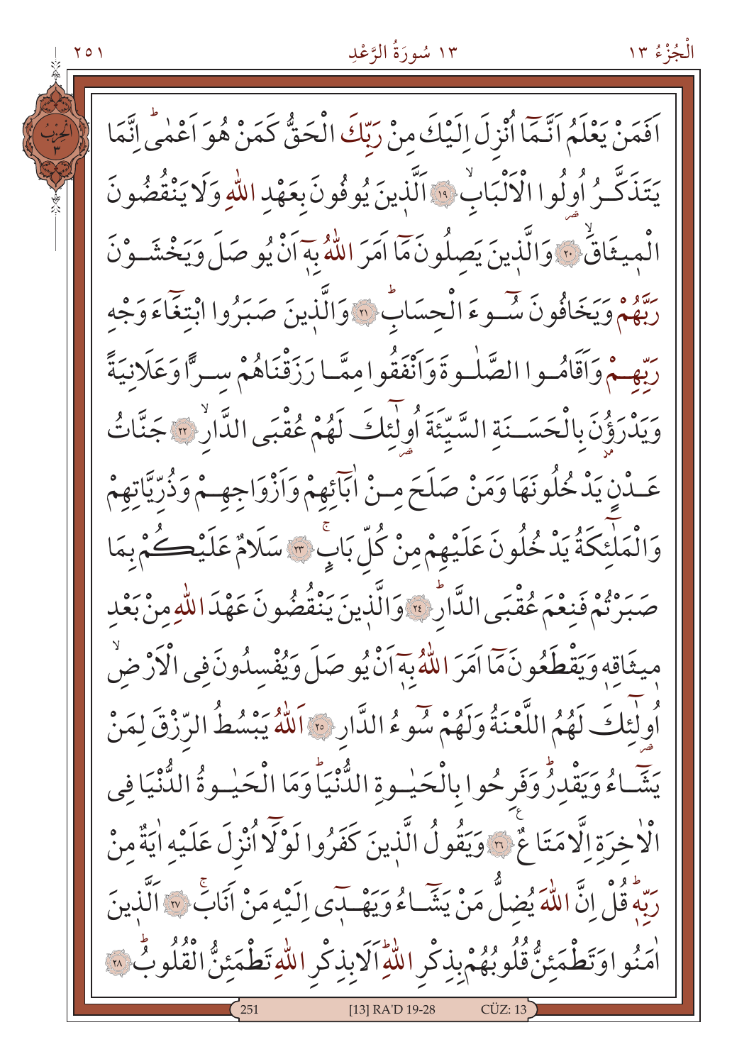اَفَمَنْ يَعْلَمُ اَنَّمَٓا اُنْزِلَ اِلَيْكَ مِنْ رَبِّكَ الْحَقُّ كَمَنْ هُوَ اَعْمٰىۜ اِنَّمَا يَتَذَكَّرُ اُو۬لُوا الْاَلْبَابِۙ ﴿١٩﴾ اَلَّذ۪ينَ يُوفُونَ بِعَهْدِ اللّٰهِ وَلَا يَنْقُضُونَ الْم۪يثَاقَۙ ﴿٢٠﴾ وَالَّذ۪ينَ يَصِلُونَ مَٓا اَمَرَ اللّٰهُ بِه۪ٓ اَنْ يُوصَلَ وَيَخْشَوْنَ رَبَّهُمْ وَيَخَافُونَ سُٓوءَ الْحِسَابِۜ ﴿٢١﴾ وَالَّذ۪ينَ صَبَرُوا ابْتِغَٓاءَ وَجْهِ رَبِّهِمْ وَاَقَامُوا الصَّلٰوةَ وَاَنْفَقُوا مِمَّا رَزَقْنَاهُمْ سِرًّا وَعَلَانِيَةً وَيَدْرَؤُ۫نَ بِالْحَسَنَةِ السَّيِّئَةَ اُو۬لٰٓئِكَ لَهُمْ عُقْبَى الدَّارِۙ ﴿٢٢﴾ جَنَّاتُ عَدْنٍ يَدْخُلُونَهَا وَمَنْ صَلَحَ مِنْ اٰبَٓائِهِمْ وَاَزْوَاجِهِمْ وَذُرِّيَّاتِهِمْ وَالْمَلٰٓئِكَةُ يَدْخُلُونَ عَلَيْهِمْ مِنْ كُلِّ بَابٍۚ ﴿٢٣﴾ سَلَامٌ عَلَيْكُمْ بِمَا صَبَرْتُمْ فَنِعْمَ عُقْبَى الدَّارِۜ ﴿٢٤﴾ وَالَّذ۪ينَ يَنْقُضُونَ عَهْدَ اللّٰهِ مِنْ بَعْدِ م۪يثَاقِه۪ وَيَقْطَعُونَ مَٓا اَمَرَ اللّٰهُ بِه۪ٓ اَنْ يُوصَلَ وَيُفْسِدُونَ فِي الْاَرْضِۙ اُو۬لٰٓئِكَ لَهُمُ اللَّعْنَةُ وَلَهُمْ سُٓوءُ الدَّارِ ﴿٢٥﴾ اَللّٰهُ يَبْسُطُ الرِّزْقَ لِمَنْ يَشَٓاءُ وَيَقْدِرُۜ وَفَرِحُوا بِالْحَيٰوةِ الدُّنْيَاۜ وَمَا الْحَيٰوةُ الدُّنْيَا فِي الْاٰخِرَةِ اِلَّا مَتَاعٌ ﴿٢٦﴾ وَيَقُولُ الَّذ۪ينَ كَفَرُوا لَوْلَٓا اُنْزِلَ عَلَيْهِ اٰيَةٌ مِنْ رَبِّه۪ۜ قُلْ اِنَّ اللّٰهَ يُضِلُّ مَنْ يَشَٓاءُ وَيَهْد۪ٓي اِلَيْهِ مَنْ اَنَابَۚ ﴿٢٧﴾ اَلَّذ۪ينَ اٰمَنُوا وَتَطْمَئِنُّ قُلُوبُهُمْ بِذِكْرِ اللّٰهِۜ اَلَا بِذِكْرِ اللّٰهِ تَطْمَئِنُّ الْقُلُوبُۜ ﴿٢٨﴾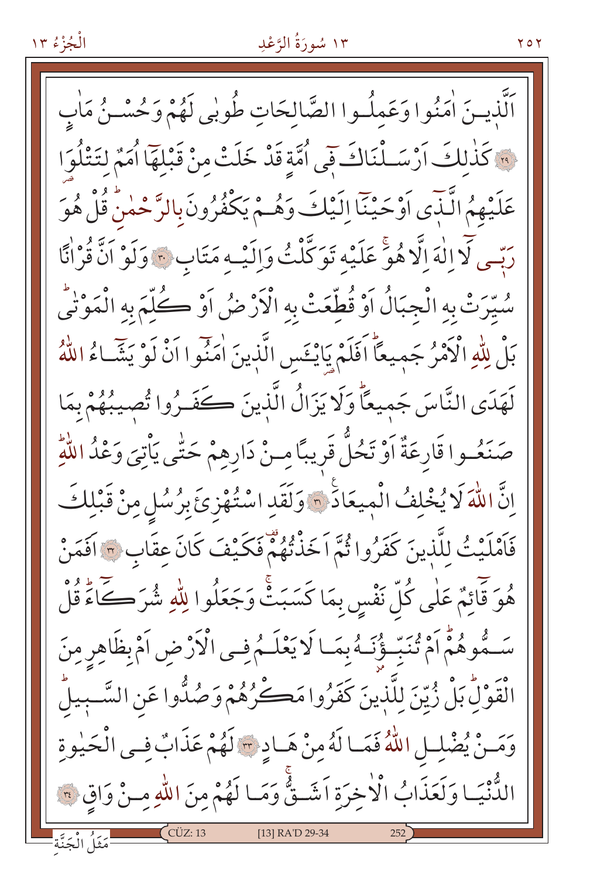اَلَّذِينَ اٰمَنُوا وَعَمِلُوا الصَّالِحَاتِ طُوبٰى لَهُمْ وَحُسْنُ مَاٰبٍ ﴿٢٩﴾ كَذٰلِكَ اَرْسَلْنَاكَ فٖى اُمَّةٍ قَدْ خَلَتْ مِنْ قَبْلِهَٓا اُمَمٌ لِتَتْلُوَا عَلَيْهِمُ الَّذٖٓى اَوْحَيْنَٓا اِلَيْكَ وَهُمْ يَكْفُرُونَ بِالرَّحْمٰنِۜ قُلْ هُوَ رَبّٖى لَٓا اِلٰهَ اِلَّا هُوَۚ عَلَيْهِ تَوَكَّلْتُ وَاِلَيْهِ مَتَابِ ﴿٣٠﴾ وَلَوْ اَنَّ قُرْاٰنًا سُيِّرَتْ بِهِ الْجِبَالُ اَوْ قُطِّعَتْ بِهِ الْاَرْضُ اَوْ كُلِّمَ بِهِ الْمَوْتٰىۜ بَلْ لِلّٰهِ الْاَمْرُ جَمٖيعًاۜ اَفَلَمْ يَا۟يْـَٔسِ الَّذٖينَ اٰمَنُٓوا اَنْ لَوْ يَشَٓاءُ اللّٰهُ لَهَدَى النَّاسَ جَمٖيعًاۜ وَلَا يَزَالُ الَّذٖينَ كَفَرُوا تُصٖيبُهُمْ بِمَا صَنَعُوا قَارِعَةٌ اَوْ تَحُلُّ قَرٖيبًا مِنْ دَارِهِمْ حَتّٰى يَأْتِيَ وَعْدُ اللّٰهِۜ اِنَّ اللّٰهَ لَا يُخْلِفُ الْمٖيعَادَ ﴿٣١﴾ وَلَقَدِ اسْتُهْزِئَ بِرُسُلٍ مِنْ قَبْلِكَ فَاَمْلَيْتُ لِلَّذٖينَ كَفَرُوا ثُمَّ اَخَذْتُهُمْ فَكَيْفَ كَانَ عِقَابِ ﴿٣٢﴾ اَفَمَنْ هُوَ قَٓائِمٌ عَلٰى كُلِّ نَفْسٍ بِمَا كَسَبَتْۚ وَجَعَلُوا لِلّٰهِ شُرَكَٓاءَۜ قُلْ سَمُّوهُمْۜ اَمْ تُنَبِّؤُنَهُ بِمَا لَا يَعْلَمُ فِى الْاَرْضِ اَمْ بِظَاهِرٍ مِنَ الْقَوْلِۜ بَلْ زُيِّنَ لِلَّذٖينَ كَفَرُوا مَكْرُهُمْ وَصُدُّوا عَنِ السَّبٖيلِۜ وَمَنْ يُضْلِلِ اللّٰهُ فَمَا لَهُ مِنْ هَادٍ ﴿٣٣﴾ لَهُمْ عَذَابٌ فِى الْحَيٰوةِ الدُّنْيَا وَلَعَذَابُ الْاٰخِرَةِ اَشَقُّۚ وَمَا لَهُمْ مِنَ اللّٰهِ مِنْ وَاقٍ ﴿٣٤﴾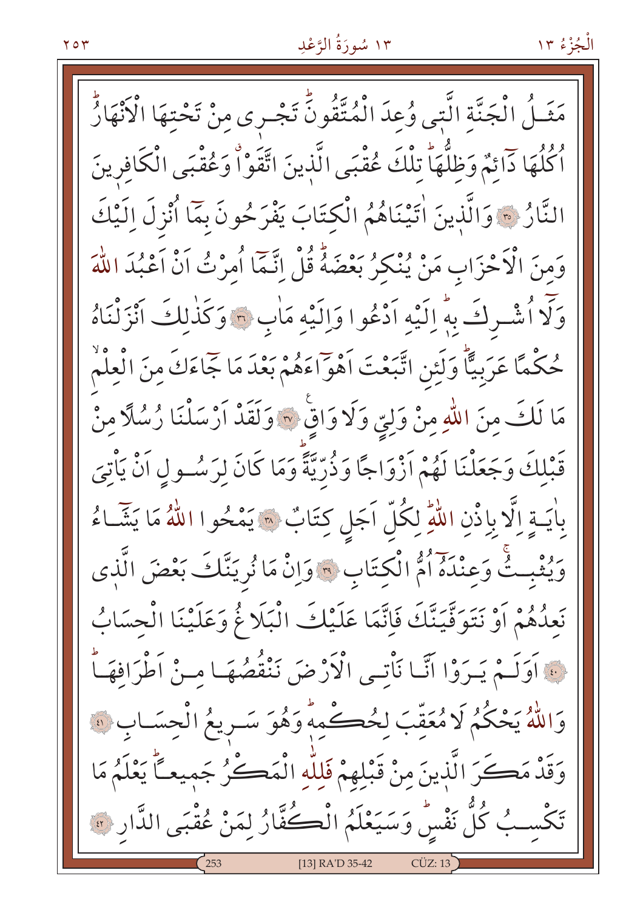مَثَلُ الْجَنَّةِ الَّتٖى وُعِدَ الْمُتَّقُونَۜ تَجْرٖى مِنْ تَحْتِهَا الْاَنْهَارُۜ اُكُلُهَا دَٓائِمٌ وَظِلُّهَاۜ تِلْكَ عُقْبَى الَّذٖينَ اتَّقَوْاۗ وَعُقْبَى الْكَافِرٖينَ النَّارُ ﴿٣٥﴾ وَالَّذٖينَ اٰتَيْنَاهُمُ الْكِتَابَ يَفْرَحُونَ بِمَٓا اُنْزِلَ اِلَيْكَ وَمِنَ الْاَحْزَابِ مَنْ يُنْكِرُ بَعْضَهُۜ قُلْ اِنَّمَٓا اُمِرْتُ اَنْ اَعْبُدَ اللّٰهَ وَلَٓا اُشْرِكَ بِهٖۜ اِلَيْهِ اَدْعُوا وَاِلَيْهِ مَاٰبِ ﴿٣٦﴾ وَكَذٰلِكَ اَنْزَلْنَاهُ حُكْمًا عَرَبِيًّاۜ وَلَئِنِ اتَّبَعْتَ اَهْوَٓاءَهُمْ بَعْدَ مَا جَٓاءَكَ مِنَ الْعِلْمِۙ مَا لَكَ مِنَ اللّٰهِ مِنْ وَلِيٍّ وَلَا وَاقٍۜ ﴿٣٧﴾ وَلَقَدْ اَرْسَلْنَا رُسُلًا مِنْ قَبْلِكَ وَجَعَلْنَا لَهُمْ اَزْوَاجًا وَذُرِّيَّةًۜ وَمَا كَانَ لِرَسُولٍ اَنْ يَأْتِيَ بِاٰيَةٍ اِلَّا بِاِذْنِ اللّٰهِۜ لِكُلِّ اَجَلٍ كِتَابٌ ﴿٣٨﴾ يَمْحُوا اللّٰهُ مَا يَشَٓاءُ وَيُثْبِتُۚ وَعِنْدَهُٓ اُمُّ الْكِتَابِ ﴿٣٩﴾ وَاِنْ مَا نُرِيَنَّكَ بَعْضَ الَّذٖى نَعِدُهُمْ اَوْ نَتَوَفَّيَنَّكَ فَاِنَّمَا عَلَيْكَ الْبَلَاغُ وَعَلَيْنَا الْحِسَابُ ﴿٤٠﴾ اَوَلَمْ يَرَوْا اَنَّا نَأْتِي الْاَرْضَ نَنْقُصُهَا مِنْ اَطْرَافِهَاۜ وَاللّٰهُ يَحْكُمُ لَا مُعَقِّبَ لِحُكْمِهٖۜ وَهُوَ سَرٖيعُ الْحِسَابِ ﴿٤١﴾ وَقَدْ مَكَرَ الَّذٖينَ مِنْ قَبْلِهِمْ فَلِلّٰهِ الْمَكْرُ جَمٖيعًاۜ يَعْلَمُ مَا تَكْسِبُ كُلُّ نَفْسٍۜ وَسَيَعْلَمُ الْكُفَّارُ لِمَنْ عُقْبَى الدَّارِ ﴿٤٢﴾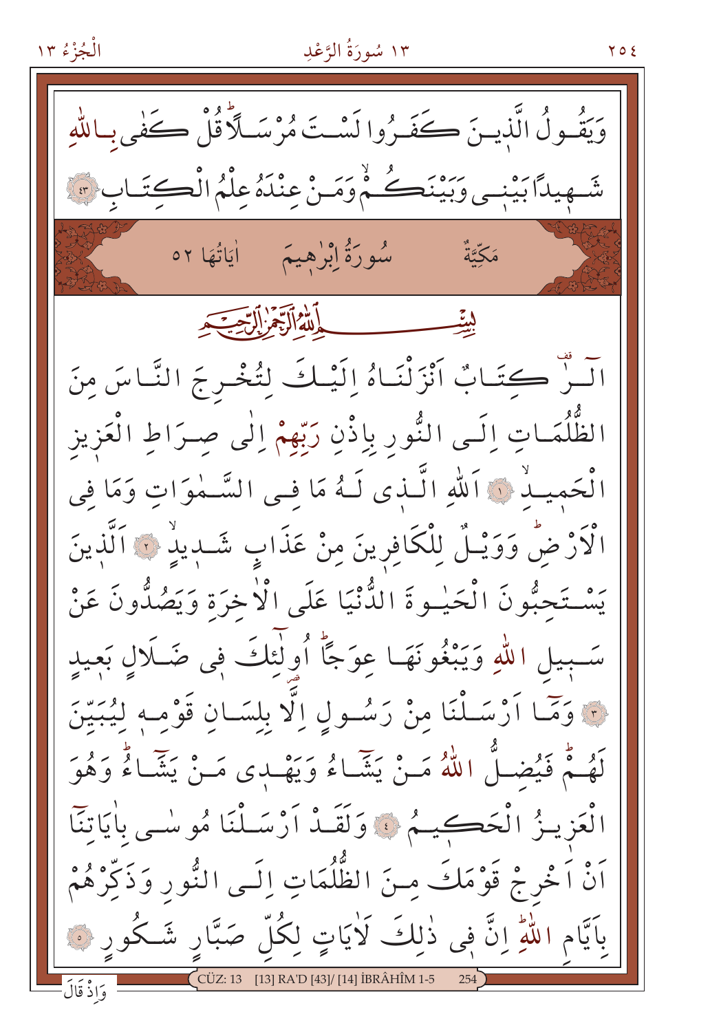وَيَقُولُ الَّذِينَ كَفَرُوا لَسْتَ مُرْسَلًاۜ قُلْ كَفٰى بِاللّٰهِ شَهِيدًا بَيْن۪ي وَبَيْنَكُمْۙ وَمَنْ عِنْدَهُ عِلْمُ الْكِتَابِ ﴿٤٣﴾

## مَكِّيَّةٌ　سُورَةُ اِبْرٰه۪يمَ　اٰيَاتُهَا ٥٢

بِسْمِ اللّٰهِ الرَّحْمٰنِ الرَّح۪يمِ

الٓرٰ۠ قف كِتَابٌ اَنْزَلْنَاهُ اِلَيْكَ لِتُخْرِجَ النَّاسَ مِنَ الظُّلُمَاتِ اِلَى النُّورِ بِاِذْنِ رَبِّهِمْ اِلٰى صِرَاطِ الْعَز۪يزِ الْحَم۪يدِۙ ﴿١﴾ اَللّٰهِ الَّذ۪ي لَهُ مَا فِي السَّمٰوَاتِ وَمَا فِي الْاَرْضِۜ وَوَيْلٌ لِلْكَافِر۪ينَ مِنْ عَذَابٍ شَد۪يدٍۙ ﴿٢﴾ اَلَّذ۪ينَ يَسْتَحِبُّونَ الْحَيٰوةَ الدُّنْيَا عَلَى الْاٰخِرَةِ وَيَصُدُّونَ عَنْ سَب۪يلِ اللّٰهِ وَيَبْغُونَهَا عِوَجًاۜ اُو۬لٰٓئِكَ ف۪ي ضَلَالٍ بَع۪يدٍ ﴿٣﴾ وَمَٓا اَرْسَلْنَا مِنْ رَسُولٍ اِلَّا بِلِسَانِ قَوْمِه۪ لِيُبَيِّنَ لَهُمْۜ فَيُضِلُّ اللّٰهُ مَنْ يَشَٓاءُ وَيَهْد۪ي مَنْ يَشَٓاءُۜ وَهُوَ الْعَز۪يزُ الْحَك۪يمُ ﴿٤﴾ وَلَقَدْ اَرْسَلْنَا مُوسٰى بِاٰيَاتِنَٓا اَنْ اَخْرِجْ قَوْمَكَ مِنَ الظُّلُمَاتِ اِلَى النُّورِ وَذَكِّرْهُمْ بِاَيَّامِ اللّٰهِۜ اِنَّ ف۪ي ذٰلِكَ لَاٰيَاتٍ لِكُلِّ صَبَّارٍ شَكُورٍ ﴿٥﴾

وَاِذْ قَالَ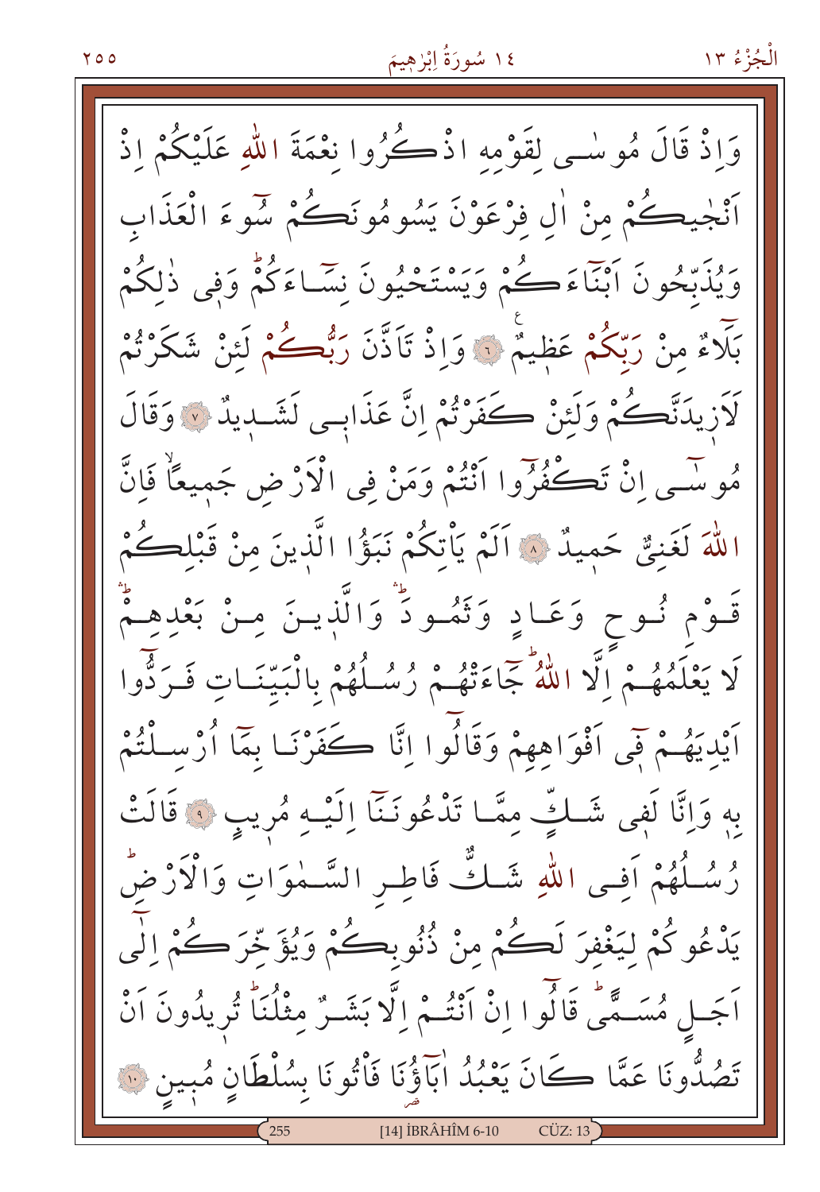وَاِذْ قَالَ مُوسٰى لِقَوْمِهِ اذْكُرُوا نِعْمَةَ اللّٰهِ عَلَيْكُمْ اِذْ

اَنْجٰيكُمْ مِنْ اٰلِ فِرْعَوْنَ يَسُومُونَكُمْ سُٓوءَ الْعَذَابِ

وَيُذَبِّحُونَ اَبْنَٓاءَكُمْ وَيَسْتَحْيُونَ نِسَٓاءَكُمْۜ وَفِي ذٰلِكُمْ

بَلَٓاءٌ مِنْ رَبِّكُمْ عَظِيمٌ ۝٦ وَاِذْ تَاَذَّنَ رَبُّكُمْ لَئِنْ شَكَرْتُمْ

لَاَزِيدَنَّكُمْ وَلَئِنْ كَفَرْتُمْ اِنَّ عَذَابِي لَشَدِيدٌ ۝٧ وَقَالَ

مُوسٰٓى اِنْ تَكْفُرُٓوا اَنْتُمْ وَمَنْ فِي الْاَرْضِ جَمِيعًاۙ فَاِنَّ

اللّٰهَ لَغَنِيٌّ حَمِيدٌ ۝٨ اَلَمْ يَاْتِكُمْ نَبَؤُا الَّذِينَ مِنْ قَبْلِكُمْ

قَوْمِ نُوحٍ وَعَادٍ وَثَمُودَۜ وَالَّذِينَ مِنْ بَعْدِهِمْۜ

لَا يَعْلَمُهُمْ اِلَّا اللّٰهُۜ جَٓاءَتْهُمْ رُسُلُهُمْ بِالْبَيِّنَاتِ فَرَدُّٓوا

اَيْدِيَهُمْ فٖٓي اَفْوَاهِهِمْ وَقَالُٓوا اِنَّا كَفَرْنَا بِمَٓا اُرْسِلْتُمْ

بِهٖ وَاِنَّا لَفِي شَكٍّ مِمَّا تَدْعُونَنَٓا اِلَيْهِ مُرِيبٍ ۝٩ قَالَتْ

رُسُلُهُمْ اَفِي اللّٰهِ شَكٌّ فَاطِرِ السَّمٰوَاتِ وَالْاَرْضِۜ

يَدْعُوكُمْ لِيَغْفِرَ لَكُمْ مِنْ ذُنُوبِكُمْ وَيُؤَخِّرَكُمْ اِلٰٓى

اَجَلٍ مُسَمًّىۜ قَالُٓوا اِنْ اَنْتُمْ اِلَّا بَشَرٌ مِثْلُنَاۜ تُرِيدُونَ اَنْ

تَصُدُّونَا عَمَّا كَانَ يَعْبُدُ اٰبَٓاؤُنَا فَاْتُونَا بِسُلْطَانٍ مُبِينٍ ۝١٠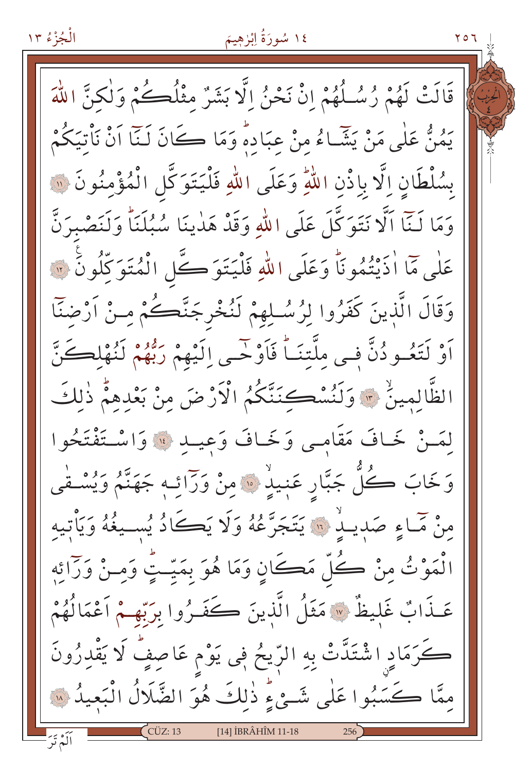قَالَتْ لَهُمْ رُسُلُهُمْ اِنْ نَحْنُ اِلَّا بَشَرٌ مِثْلُكُمْ وَلٰكِنَّ اللّٰهَ يَمُنُّ عَلٰى مَنْ يَشَٓاءُ مِنْ عِبَادِهٖۜ وَمَا كَانَ لَنَٓا اَنْ نَأْتِيَكُمْ بِسُلْطَانٍ اِلَّا بِاِذْنِ اللّٰهِۜ وَعَلَى اللّٰهِ فَلْيَتَوَكَّلِ الْمُؤْمِنُونَ ﴿١١﴾ وَمَا لَنَٓا اَلَّا نَتَوَكَّلَ عَلَى اللّٰهِ وَقَدْ هَدٰينَا سُبُلَنَاۜ وَلَنَصْبِرَنَّ عَلٰى مَٓا اٰذَيْتُمُونَاۜ وَعَلَى اللّٰهِ فَلْيَتَوَكَّلِ الْمُتَوَكِّلُونَ ﴿١٢﴾ وَقَالَ الَّذِينَ كَفَرُوا لِرُسُلِهِمْ لَنُخْرِجَنَّكُمْ مِنْ اَرْضِنَٓا اَوْ لَتَعُودُنَّ فٖى مِلَّتِنَاۜ فَاَوْحٰٓى اِلَيْهِمْ رَبُّهُمْ لَنُهْلِكَنَّ الظَّالِمٖينَۙ ﴿١٣﴾ وَلَنُسْكِنَنَّكُمُ الْاَرْضَ مِنْ بَعْدِهِمْۜ ذٰلِكَ لِمَنْ خَافَ مَقَامٖى وَخَافَ وَعٖيدِ ﴿١٤﴾ وَاسْتَفْتَحُوا وَخَابَ كُلُّ جَبَّارٍ عَنٖيدٍۙ ﴿١٥﴾ مِنْ وَرَٓائِهٖ جَهَنَّمُ وَيُسْقٰى مِنْ مَٓاءٍ صَدٖيدٍۙ ﴿١٦﴾ يَتَجَرَّعُهُ وَلَا يَكَادُ يُسٖيغُهُ وَيَأْتٖيهِ الْمَوْتُ مِنْ كُلِّ مَكَانٍ وَمَا هُوَ بِمَيِّتٍۜ وَمِنْ وَرَٓائِهٖ عَذَابٌ غَلٖيظٌ ﴿١٧﴾ مَثَلُ الَّذٖينَ كَفَرُوا بِرَبِّهِمْ اَعْمَالُهُمْ كَرَمَادٍۨ اشْتَدَّتْ بِهِ الرّٖيحُ فٖى يَوْمٍ عَاصِفٍۜ لَا يَقْدِرُونَ مِمَّا كَسَبُوا عَلٰى شَيْءٍۜ ذٰلِكَ هُوَ الضَّلَالُ الْبَعٖيدُ ﴿١٨﴾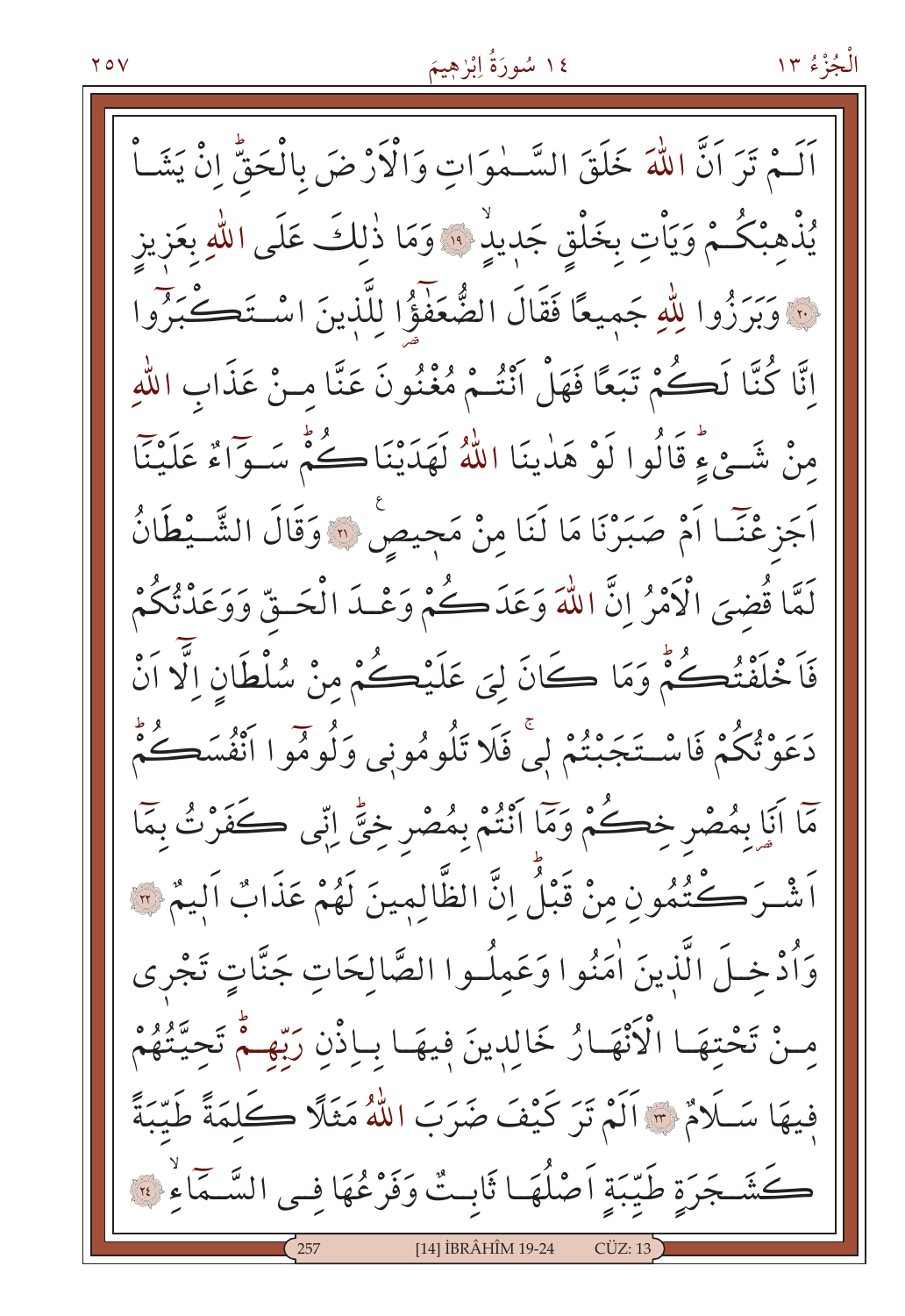اَلَـمْ تَرَ اَنَّ اللّٰهَ خَلَقَ السَّـمٰوَاتِ وَالْاَرْضَ بِالْحَقِّ اِنْ يَشَـاْ يُذْهِبْكُـمْ وَيَاْتِ بِخَلْقٍ جَد۪يدٍۙ ﴿١٩﴾ وَمَا ذٰلِكَ عَلَى اللّٰهِ بِعَز۪يزٍ ﴿٢٠﴾ وَبَرَزُوا لِلّٰهِ جَم۪يعًا فَقَالَ الضُّعَفٰٓؤُا لِلَّذ۪ينَ اسْـتَكْبَرُٓوا اِنَّا كُنَّا لَكُمْ تَبَعًا فَهَلْ اَنْتُـمْ مُغْنُونَ عَنَّا مِـنْ عَذَابِ اللّٰهِ مِنْ شَـيْءٍۜ قَالُوا لَوْ هَدٰينَا اللّٰهُ لَهَدَيْنَاكُمْۜ سَوَٓاءٌ عَلَيْنَٓا اَجَزِعْنَٓا اَمْ صَبَرْنَا مَا لَنَا مِنْ مَح۪يصٍ ﴿٢١﴾ وَقَالَ الشَّـيْطَانُ لَمَّا قُضِيَ الْاَمْرُ اِنَّ اللّٰهَ وَعَدَكُمْ وَعْـدَ الْحَـقِّ وَوَعَدْتُكُمْ فَاَخْلَفْتُكُمْۜ وَمَا كَانَ لِيَ عَلَيْكُمْ مِنْ سُلْطَانٍ اِلَّٓا اَنْ دَعَوْتُكُمْ فَاسْـتَجَبْتُمْ ل۪يۚ فَلَا تَلُومُون۪ي وَلُومُٓوا اَنْفُسَكُمْۜ مَٓا اَنَا بِمُصْرِخِكُمْ وَمَٓا اَنْتُمْ بِمُصْرِخِيَّۜ اِنّ۪ي كَفَرْتُ بِمَٓا اَشْرَكْتُمُونِ مِنْ قَبْلُۜ اِنَّ الظَّالِم۪ينَ لَهُمْ عَذَابٌ اَل۪يمٌ ﴿٢٢﴾ وَاُدْخِـلَ الَّذ۪ينَ اٰمَنُوا وَعَمِلُـوا الصَّالِحَاتِ جَنَّاتٍ تَجْر۪ي مِـنْ تَحْتِهَـا الْاَنْهَـارُ خَالِد۪ينَ ف۪يهَـا بِـاِذْنِ رَبِّهِـمْۜ تَحِيَّتُهُمْ ف۪يهَا سَـلَامٌ ﴿٢٣﴾ اَلَمْ تَرَ كَيْفَ ضَرَبَ اللّٰهُ مَثَلًا كَلِمَةً طَيِّبَةً كَشَـجَرَةٍ طَيِّبَةٍ اَصْلُهَـا ثَابِـتٌ وَفَرْعُهَا فِـي السَّـمَٓاءِۙ ﴿٢٤﴾

[14] İBRÂHÎM 19-24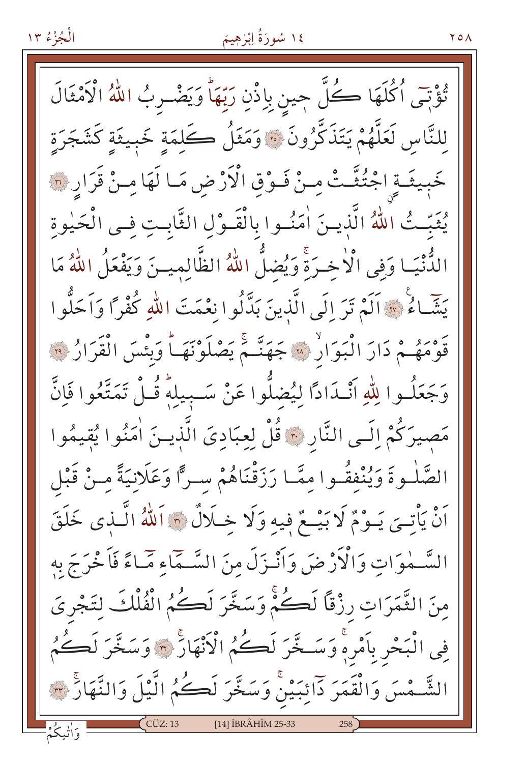تُؤْتٖٓي اُكُلَهَا كُلَّ حٖينٍ بِاِذْنِ رَبِّهَاۜ وَيَضْرِبُ اللّٰهُ الْاَمْثَالَ لِلنَّاسِ لَعَلَّهُمْ يَتَذَكَّرُونَ ﴿٢٥﴾ وَمَثَلُ كَلِمَةٍ خَبٖيثَةٍ كَشَجَرَةٍ خَبٖيثَةِۨ اجْتُثَّتْ مِنْ فَوْقِ الْاَرْضِ مَا لَهَا مِنْ قَرَارٍ ﴿٢٦﴾ يُثَبِّتُ اللّٰهُ الَّذٖينَ اٰمَنُوا بِالْقَوْلِ الثَّابِتِ فِي الْحَيٰوةِ الدُّنْيَا وَفِي الْاٰخِرَةِۚ وَيُضِلُّ اللّٰهُ الظَّالِمٖينَ وَيَفْعَلُ اللّٰهُ مَا يَشَٓاءُ ﴿٢٧﴾ اَلَمْ تَرَ اِلَى الَّذٖينَ بَدَّلُوا نِعْمَتَ اللّٰهِ كُفْرًا وَاَحَلُّوا قَوْمَهُمْ دَارَ الْبَوَارِۙ ﴿٢٨﴾ جَهَنَّمَۚ يَصْلَوْنَهَاۜ وَبِئْسَ الْقَرَارُ ﴿٢٩﴾ وَجَعَلُوا لِلّٰهِ اَنْدَادًا لِيُضِلُّوا عَنْ سَبٖيلِهٖۜ قُلْ تَمَتَّعُوا فَاِنَّ مَصٖيرَكُمْ اِلَى النَّارِ ﴿٣٠﴾ قُلْ لِعِبَادِيَ الَّذٖينَ اٰمَنُوا يُقٖيمُوا الصَّلٰوةَ وَيُنْفِقُوا مِمَّا رَزَقْنَاهُمْ سِرًّا وَعَلَانِيَةً مِنْ قَبْلِ اَنْ يَأْتِيَ يَوْمٌ لَا بَيْعٌ فٖيهِ وَلَا خِلَالٌ ﴿٣١﴾ اَللّٰهُ الَّذٖي خَلَقَ السَّمٰوَاتِ وَالْاَرْضَ وَاَنْزَلَ مِنَ السَّمَٓاءِ مَٓاءً فَاَخْرَجَ بِهٖ مِنَ الثَّمَرَاتِ رِزْقًا لَكُمْۚ وَسَخَّرَ لَكُمُ الْفُلْكَ لِتَجْرِيَ فِي الْبَحْرِ بِاَمْرِهٖۚ وَسَخَّرَ لَكُمُ الْاَنْهَارَۚ ﴿٣٢﴾ وَسَخَّرَ لَكُمُ الشَّمْسَ وَالْقَمَرَ دَٓائِبَيْنِۚ وَسَخَّرَ لَكُمُ الَّيْلَ وَالنَّهَارَۚ ﴿٣٣﴾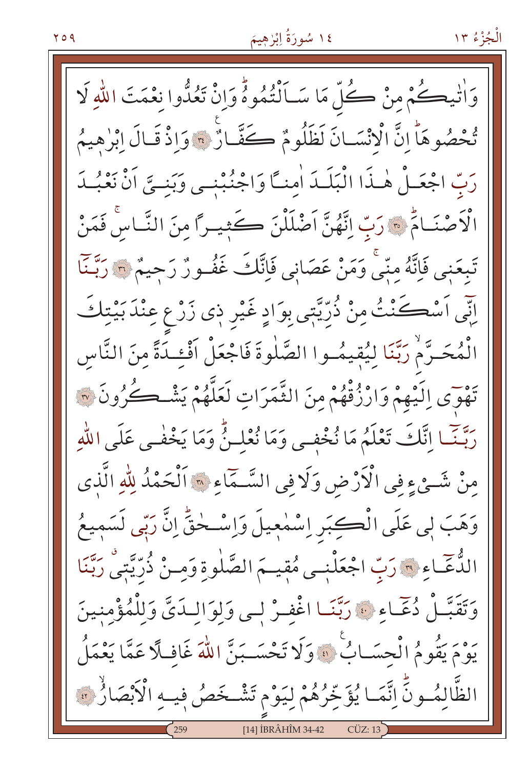وَاٰتٰيكُمْ مِنْ كُلِّ مَا سَاَلْتُمُوهُۜ وَاِنْ تَعُدُّوا نِعْمَتَ اللّٰهِ لَا تُحْصُوهَاۜ اِنَّ الْاِنْسَانَ لَظَلُومٌ كَفَّارٌ ﴿٣٤﴾ وَاِذْ قَالَ اِبْرٰهِيمُ رَبِّ اجْعَلْ هٰذَا الْبَلَدَ اٰمِنًا وَاجْنُبْنٖى وَبَنِىَّ اَنْ نَعْبُدَ الْاَصْنَامَۜ ﴿٣٥﴾ رَبِّ اِنَّهُنَّ اَضْلَلْنَ كَثٖيرًا مِنَ النَّاسِۚ فَمَنْ تَبِعَنٖى فَاِنَّهُ مِنّٖىۚ وَمَنْ عَصَانٖى فَاِنَّكَ غَفُورٌ رَحٖيمٌ ﴿٣٦﴾ رَبَّنَا اِنّٖى اَسْكَنْتُ مِنْ ذُرِّيَّتٖى بِوَادٍ غَيْرِ ذٖى زَرْعٍ عِنْدَ بَيْتِكَ الْمُحَرَّمِۙ رَبَّنَا لِيُقٖيمُوا الصَّلٰوةَ فَاجْعَلْ اَفْئِدَةً مِنَ النَّاسِ تَهْوٖى اِلَيْهِمْ وَارْزُقْهُمْ مِنَ الثَّمَرَاتِ لَعَلَّهُمْ يَشْكُرُونَ ﴿٣٧﴾ رَبَّنَا اِنَّكَ تَعْلَمُ مَا نُخْفٖى وَمَا نُعْلِنُۜ وَمَا يَخْفٰى عَلَى اللّٰهِ مِنْ شَىْءٍ فِى الْاَرْضِ وَلَا فِى السَّمَاءِ ﴿٣٨﴾ اَلْحَمْدُ لِلّٰهِ الَّذٖى وَهَبَ لٖى عَلَى الْكِبَرِ اِسْمٰعٖيلَ وَاِسْحٰقَۜ اِنَّ رَبّٖى لَسَمٖيعُ الدُّعَاءِ ﴿٣٩﴾ رَبِّ اجْعَلْنٖى مُقٖيمَ الصَّلٰوةِ وَمِنْ ذُرِّيَّتٖىۗ رَبَّنَا وَتَقَبَّلْ دُعَاءِ ﴿٤٠﴾ رَبَّنَا اغْفِرْ لٖى وَلِوَالِدَىَّ وَلِلْمُؤْمِنٖينَ يَوْمَ يَقُومُ الْحِسَابُ ﴿٤١﴾ وَلَا تَحْسَبَنَّ اللّٰهَ غَافِلًا عَمَّا يَعْمَلُ الظَّالِمُونَۜ اِنَّمَا يُؤَخِّرُهُمْ لِيَوْمٍ تَشْخَصُ فٖيهِ الْاَبْصَارُۙ ﴿٤٢﴾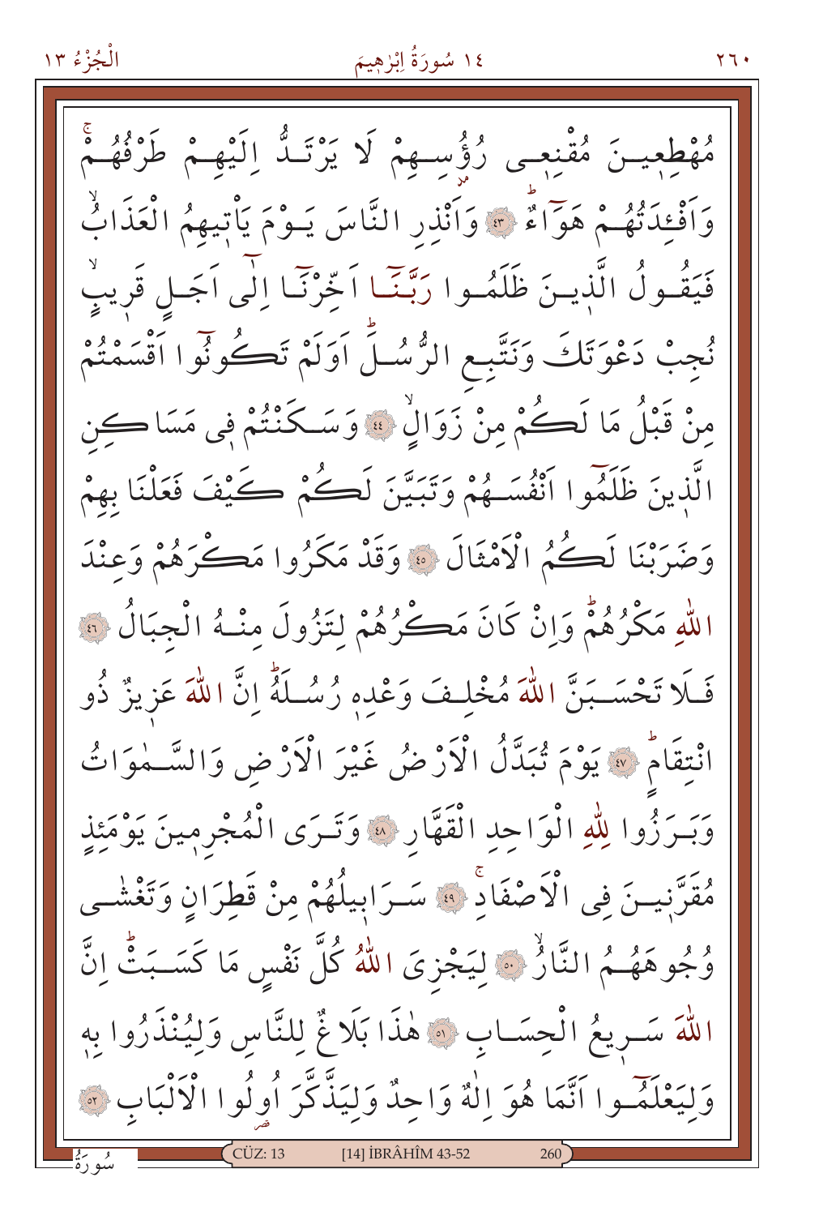مُهْطِع۪ينَ مُقْنِع۪ي رُؤُ۫سِهِمْ لَا يَرْتَدُّ اِلَيْهِمْ طَرْفُهُمْۚ وَاَفْـِٔدَتُهُمْ هَوَٓاءٌۜ ﴿٤٣﴾ وَاَنْذِرِ النَّاسَ يَوْمَ يَأْت۪يهِمُ الْعَذَابُ فَيَقُولُ الَّذ۪ينَ ظَلَمُوا رَبَّنَٓا اَخِّرْنَٓا اِلٰٓى اَجَلٍ قَر۪يبٍۙ نُجِبْ دَعْوَتَكَ وَنَتَّبِعِ الرُّسُلَۜ اَوَلَمْ تَكُونُٓوا اَقْسَمْتُمْ مِنْ قَبْلُ مَا لَكُمْ مِنْ زَوَالٍۙ ﴿٤٤﴾ وَسَكَنْتُمْ ف۪ي مَسَاكِنِ الَّذ۪ينَ ظَلَمُٓوا اَنْفُسَهُمْ وَتَبَيَّنَ لَكُمْ كَيْفَ فَعَلْنَا بِهِمْ وَضَرَبْنَا لَكُمُ الْاَمْثَالَ ﴿٤٥﴾ وَقَدْ مَكَرُوا مَكْرَهُمْ وَعِنْدَ اللّٰهِ مَكْرُهُمْۜ وَاِنْ كَانَ مَكْرُهُمْ لِتَزُولَ مِنْهُ الْجِبَالُ ﴿٤٦﴾ فَلَا تَحْسَبَنَّ اللّٰهَ مُخْلِفَ وَعْدِه۪ رُسُلَهُۜ اِنَّ اللّٰهَ عَز۪يزٌ ذُو انْتِقَامٍۜ ﴿٤٧﴾ يَوْمَ تُبَدَّلُ الْاَرْضُ غَيْرَ الْاَرْضِ وَالسَّمٰوَاتُ وَبَرَزُوا لِلّٰهِ الْوَاحِدِ الْقَهَّارِ ﴿٤٨﴾ وَتَرَى الْمُجْرِم۪ينَ يَوْمَئِذٍ مُقَرَّن۪ينَ فِي الْاَصْفَادِۚ ﴿٤٩﴾ سَرَاب۪يلُهُمْ مِنْ قَطِرَانٍ وَتَغْشٰى وُجُوهَهُمُ النَّارُۙ ﴿٥٠﴾ لِيَجْزِيَ اللّٰهُ كُلَّ نَفْسٍ مَا كَسَبَتْۜ اِنَّ اللّٰهَ سَر۪يعُ الْحِسَابِ ﴿٥١﴾ هٰذَا بَلَاغٌ لِلنَّاسِ وَلِيُنْذَرُوا بِه۪ وَلِيَعْلَمُٓوا اَنَّمَا هُوَ اِلٰهٌ وَاحِدٌ وَلِيَذَّكَّرَ اُو۬لُوا الْاَلْبَابِ ﴿٥٢﴾